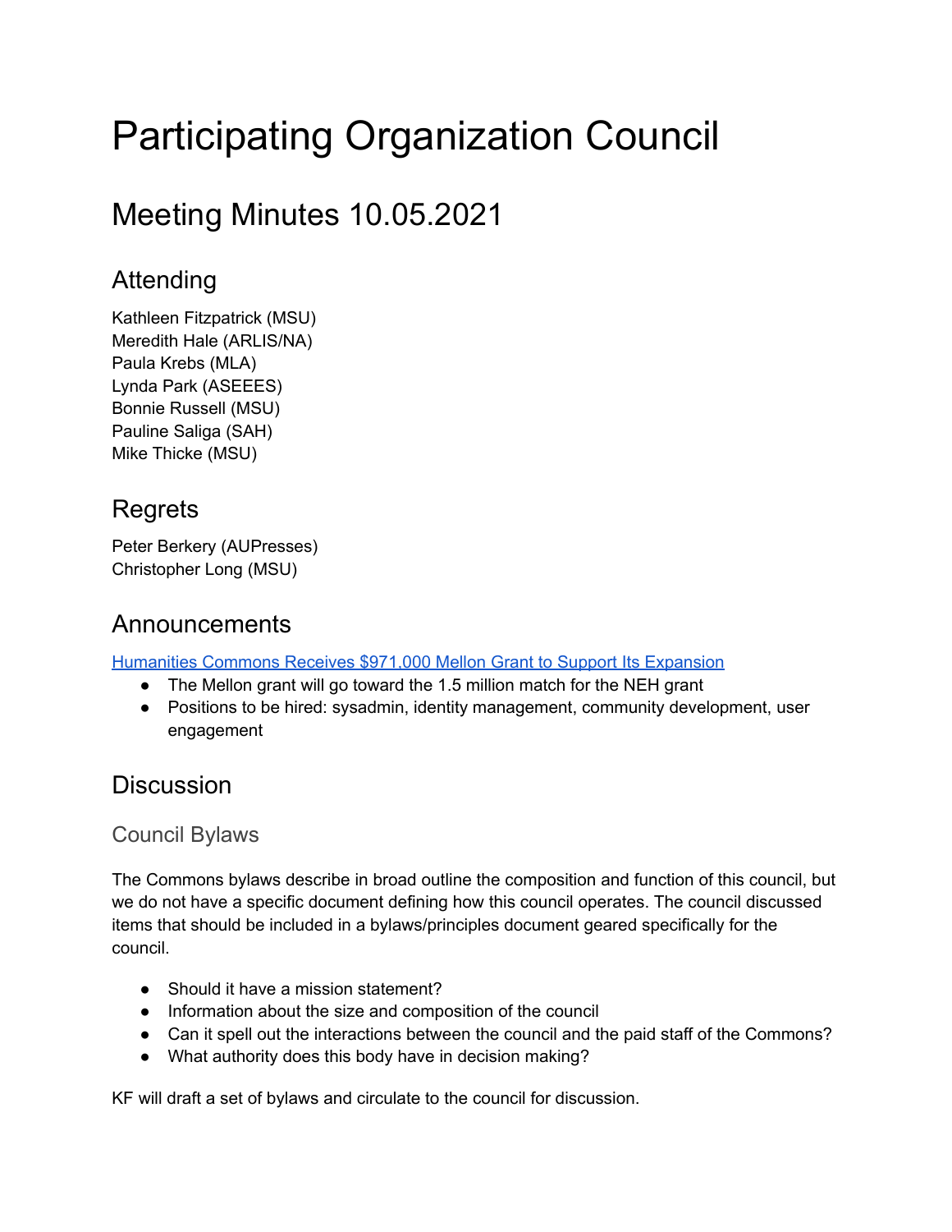# Participating Organization Council

## Meeting Minutes 10.05.2021

### Attending

Kathleen Fitzpatrick (MSU)
Meredith Hale (ARLIS/NA)
Paula Krebs (MLA)
Lynda Park (ASEEES)
Bonnie Russell (MSU)
Pauline Saliga (SAH)
Mike Thicke (MSU)

### Regrets

Peter Berkery (AUPresses)
Christopher Long (MSU)

### Announcements

Humanities Commons Receives $971,000 Mellon Grant to Support Its Expansion

- The Mellon grant will go toward the 1.5 million match for the NEH grant
- Positions to be hired: sysadmin, identity management, community development, user engagement

### Discussion

#### Council Bylaws

The Commons bylaws describe in broad outline the composition and function of this council, but we do not have a specific document defining how this council operates. The council discussed items that should be included in a bylaws/principles document geared specifically for the council.

- Should it have a mission statement?
- Information about the size and composition of the council
- Can it spell out the interactions between the council and the paid staff of the Commons?
- What authority does this body have in decision making?

KF will draft a set of bylaws and circulate to the council for discussion.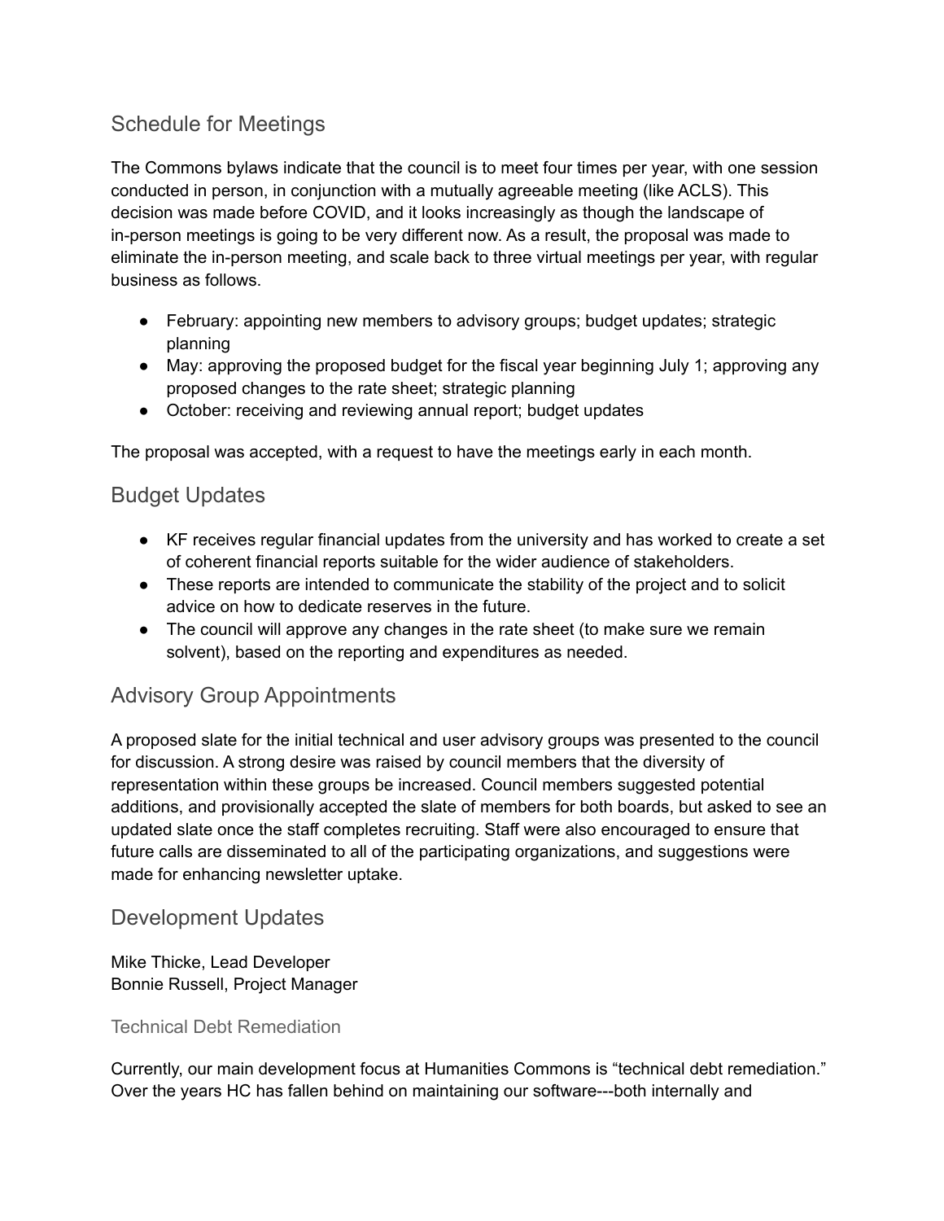## Schedule for Meetings

The Commons bylaws indicate that the council is to meet four times per year, with one session conducted in person, in conjunction with a mutually agreeable meeting (like ACLS). This decision was made before COVID, and it looks increasingly as though the landscape of in-person meetings is going to be very different now. As a result, the proposal was made to eliminate the in-person meeting, and scale back to three virtual meetings per year, with regular business as follows.

- February: appointing new members to advisory groups; budget updates; strategic planning
- May: approving the proposed budget for the fiscal year beginning July 1; approving any proposed changes to the rate sheet; strategic planning
- October: receiving and reviewing annual report; budget updates

The proposal was accepted, with a request to have the meetings early in each month.

## Budget Updates

- KF receives regular financial updates from the university and has worked to create a set of coherent financial reports suitable for the wider audience of stakeholders.
- These reports are intended to communicate the stability of the project and to solicit advice on how to dedicate reserves in the future.
- The council will approve any changes in the rate sheet (to make sure we remain solvent), based on the reporting and expenditures as needed.

## Advisory Group Appointments

A proposed slate for the initial technical and user advisory groups was presented to the council for discussion. A strong desire was raised by council members that the diversity of representation within these groups be increased. Council members suggested potential additions, and provisionally accepted the slate of members for both boards, but asked to see an updated slate once the staff completes recruiting. Staff were also encouraged to ensure that future calls are disseminated to all of the participating organizations, and suggestions were made for enhancing newsletter uptake.

## Development Updates

Mike Thicke, Lead Developer
Bonnie Russell, Project Manager

### Technical Debt Remediation

Currently, our main development focus at Humanities Commons is "technical debt remediation." Over the years HC has fallen behind on maintaining our software---both internally and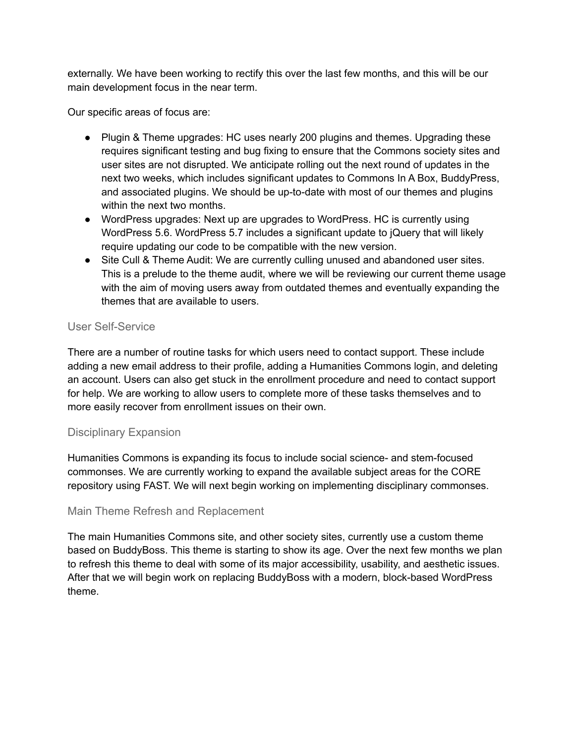externally. We have been working to rectify this over the last few months, and this will be our main development focus in the near term.

Our specific areas of focus are:

- Plugin & Theme upgrades: HC uses nearly 200 plugins and themes. Upgrading these requires significant testing and bug fixing to ensure that the Commons society sites and user sites are not disrupted. We anticipate rolling out the next round of updates in the next two weeks, which includes significant updates to Commons In A Box, BuddyPress, and associated plugins. We should be up-to-date with most of our themes and plugins within the next two months.
- WordPress upgrades: Next up are upgrades to WordPress. HC is currently using WordPress 5.6. WordPress 5.7 includes a significant update to jQuery that will likely require updating our code to be compatible with the new version.
- Site Cull & Theme Audit: We are currently culling unused and abandoned user sites. This is a prelude to the theme audit, where we will be reviewing our current theme usage with the aim of moving users away from outdated themes and eventually expanding the themes that are available to users.

### User Self-Service

There are a number of routine tasks for which users need to contact support. These include adding a new email address to their profile, adding a Humanities Commons login, and deleting an account. Users can also get stuck in the enrollment procedure and need to contact support for help. We are working to allow users to complete more of these tasks themselves and to more easily recover from enrollment issues on their own.

### Disciplinary Expansion

Humanities Commons is expanding its focus to include social science- and stem-focused commonses. We are currently working to expand the available subject areas for the CORE repository using FAST. We will next begin working on implementing disciplinary commonses.

### Main Theme Refresh and Replacement

The main Humanities Commons site, and other society sites, currently use a custom theme based on BuddyBoss. This theme is starting to show its age. Over the next few months we plan to refresh this theme to deal with some of its major accessibility, usability, and aesthetic issues. After that we will begin work on replacing BuddyBoss with a modern, block-based WordPress theme.